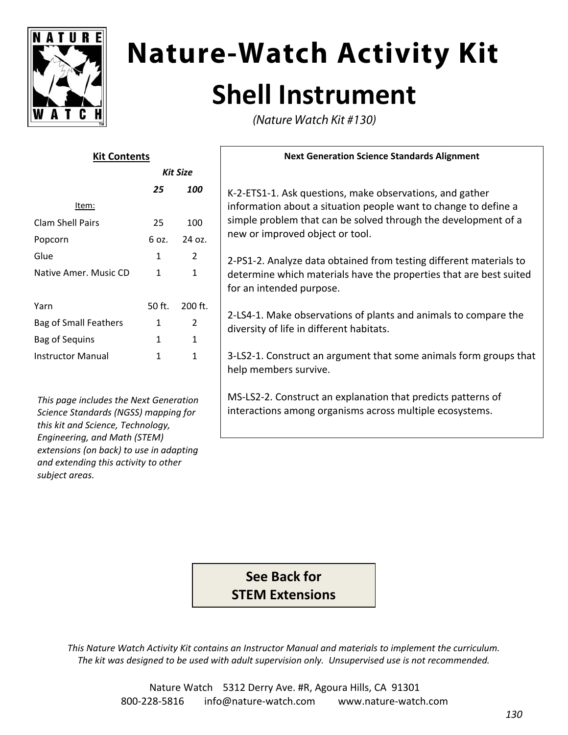# Nature-Watch Activity Kit

## Shell Instrument

*(Nature Watch Kit #130)*

**Kit Contents**

| Item: | Kit Size 25 | Kit Size 100 |
|---|---|---|
| Clam Shell Pairs | 25 | 100 |
| Popcorn | 6 oz. | 24 oz. |
| Glue | 1 | 2 |
| Native Amer. Music CD | 1 | 1 |
| Yarn | 50 ft. | 200 ft. |
| Bag of Small Feathers | 1 | 2 |
| Bag of Sequins | 1 | 1 |
| Instructor Manual | 1 | 1 |

*This page includes the Next Generation Science Standards (NGSS) mapping for this kit and Science, Technology, Engineering, and Math (STEM) extensions (on back) to use in adapting and extending this activity to other subject areas.*

**Next Generation Science Standards Alignment**

K-2-ETS1-1. Ask questions, make observations, and gather information about a situation people want to change to define a simple problem that can be solved through the development of a new or improved object or tool.

2-PS1-2. Analyze data obtained from testing different materials to determine which materials have the properties that are best suited for an intended purpose.

2-LS4-1. Make observations of plants and animals to compare the diversity of life in different habitats.

3-LS2-1. Construct an argument that some animals form groups that help members survive.

MS-LS2-2. Construct an explanation that predicts patterns of interactions among organisms across multiple ecosystems.

**See Back for STEM Extensions**

*This Nature Watch Activity Kit contains an Instructor Manual and materials to implement the curriculum. The kit was designed to be used with adult supervision only. Unsupervised use is not recommended.*

Nature Watch 5312 Derry Ave. #R, Agoura Hills, CA 91301
800-228-5816 info@nature-watch.com www.nature-watch.com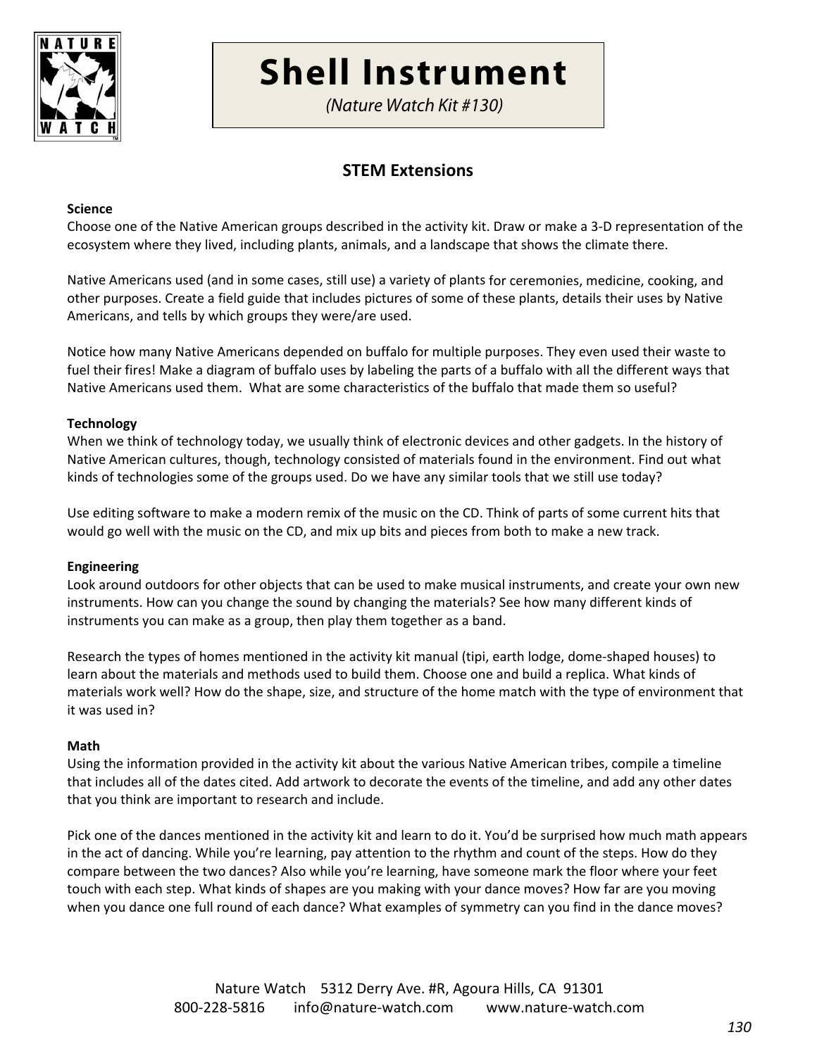# Shell Instrument

*(Nature Watch Kit #130)*

## STEM Extensions

**Science**

Choose one of the Native American groups described in the activity kit. Draw or make a 3-D representation of the ecosystem where they lived, including plants, animals, and a landscape that shows the climate there.

Native Americans used (and in some cases, still use) a variety of plants for ceremonies, medicine, cooking, and other purposes. Create a field guide that includes pictures of some of these plants, details their uses by Native Americans, and tells by which groups they were/are used.

Notice how many Native Americans depended on buffalo for multiple purposes. They even used their waste to fuel their fires! Make a diagram of buffalo uses by labeling the parts of a buffalo with all the different ways that Native Americans used them. What are some characteristics of the buffalo that made them so useful?

**Technology**

When we think of technology today, we usually think of electronic devices and other gadgets. In the history of Native American cultures, though, technology consisted of materials found in the environment. Find out what kinds of technologies some of the groups used. Do we have any similar tools that we still use today?

Use editing software to make a modern remix of the music on the CD. Think of parts of some current hits that would go well with the music on the CD, and mix up bits and pieces from both to make a new track.

**Engineering**

Look around outdoors for other objects that can be used to make musical instruments, and create your own new instruments. How can you change the sound by changing the materials? See how many different kinds of instruments you can make as a group, then play them together as a band.

Research the types of homes mentioned in the activity kit manual (tipi, earth lodge, dome-shaped houses) to learn about the materials and methods used to build them. Choose one and build a replica. What kinds of materials work well? How do the shape, size, and structure of the home match with the type of environment that it was used in?

**Math**

Using the information provided in the activity kit about the various Native American tribes, compile a timeline that includes all of the dates cited. Add artwork to decorate the events of the timeline, and add any other dates that you think are important to research and include.

Pick one of the dances mentioned in the activity kit and learn to do it. You'd be surprised how much math appears in the act of dancing. While you're learning, pay attention to the rhythm and count of the steps. How do they compare between the two dances? Also while you're learning, have someone mark the floor where your feet touch with each step. What kinds of shapes are you making with your dance moves? How far are you moving when you dance one full round of each dance? What examples of symmetry can you find in the dance moves?

Nature Watch 5312 Derry Ave. #R, Agoura Hills, CA 91301
800-228-5816 info@nature-watch.com www.nature-watch.com